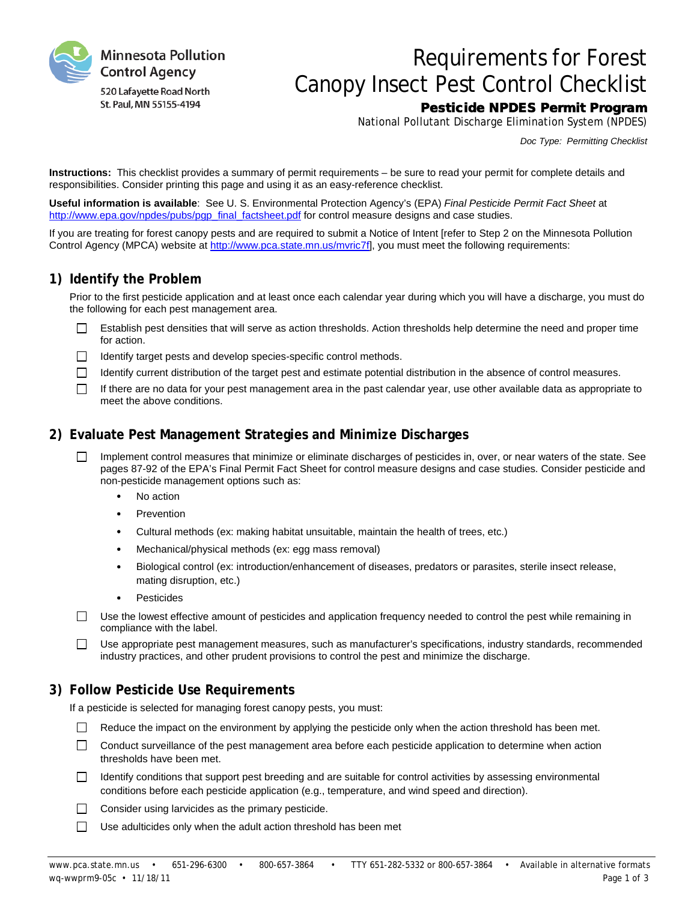Minnesota Pollution Control Agency

520 Lafayette Road North
St. Paul, MN 55155-4194

# Requirements for Forest Canopy Insect Pest Control Checklist

**Pesticide NPDES Permit Program**

National Pollutant Discharge Elimination System (NPDES)

*Doc Type: Permitting Checklist*

**Instructions:** This checklist provides a summary of permit requirements – be sure to read your permit for complete details and responsibilities. Consider printing this page and using it as an easy-reference checklist.

**Useful information is available**: See U. S. Environmental Protection Agency's (EPA) *Final Pesticide Permit Fact Sheet* at http://www.epa.gov/npdes/pubs/pgp_final_factsheet.pdf for control measure designs and case studies.

If you are treating for forest canopy pests and are required to submit a Notice of Intent [refer to Step 2 on the Minnesota Pollution Control Agency (MPCA) website at http://www.pca.state.mn.us/mvric7f], you must meet the following requirements:

## 1) Identify the Problem

Prior to the first pesticide application and at least once each calendar year during which you will have a discharge, you must do the following for each pest management area.

- ☐ Establish pest densities that will serve as action thresholds. Action thresholds help determine the need and proper time for action.
- ☐ Identify target pests and develop species-specific control methods.
- ☐ Identify current distribution of the target pest and estimate potential distribution in the absence of control measures.
- ☐ If there are no data for your pest management area in the past calendar year, use other available data as appropriate to meet the above conditions.

## 2) Evaluate Pest Management Strategies and Minimize Discharges

- ☐ Implement control measures that minimize or eliminate discharges of pesticides in, over, or near waters of the state. See pages 87-92 of the EPA's Final Permit Fact Sheet for control measure designs and case studies. Consider pesticide and non-pesticide management options such as:
  - No action
  - Prevention
  - Cultural methods (ex: making habitat unsuitable, maintain the health of trees, etc.)
  - Mechanical/physical methods (ex: egg mass removal)
  - Biological control (ex: introduction/enhancement of diseases, predators or parasites, sterile insect release, mating disruption, etc.)
  - Pesticides
- ☐ Use the lowest effective amount of pesticides and application frequency needed to control the pest while remaining in compliance with the label.
- ☐ Use appropriate pest management measures, such as manufacturer's specifications, industry standards, recommended industry practices, and other prudent provisions to control the pest and minimize the discharge.

## 3) Follow Pesticide Use Requirements

If a pesticide is selected for managing forest canopy pests, you must:

- ☐ Reduce the impact on the environment by applying the pesticide only when the action threshold has been met.
- ☐ Conduct surveillance of the pest management area before each pesticide application to determine when action thresholds have been met.
- ☐ Identify conditions that support pest breeding and are suitable for control activities by assessing environmental conditions before each pesticide application (e.g., temperature, and wind speed and direction).
- ☐ Consider using larvicides as the primary pesticide.
- ☐ Use adulticides only when the adult action threshold has been met

www.pca.state.mn.us • 651-296-6300 • 800-657-3864 • TTY 651-282-5332 or 800-657-3864 • Available in alternative formats
wq-wwprm9-05c • 11/18/11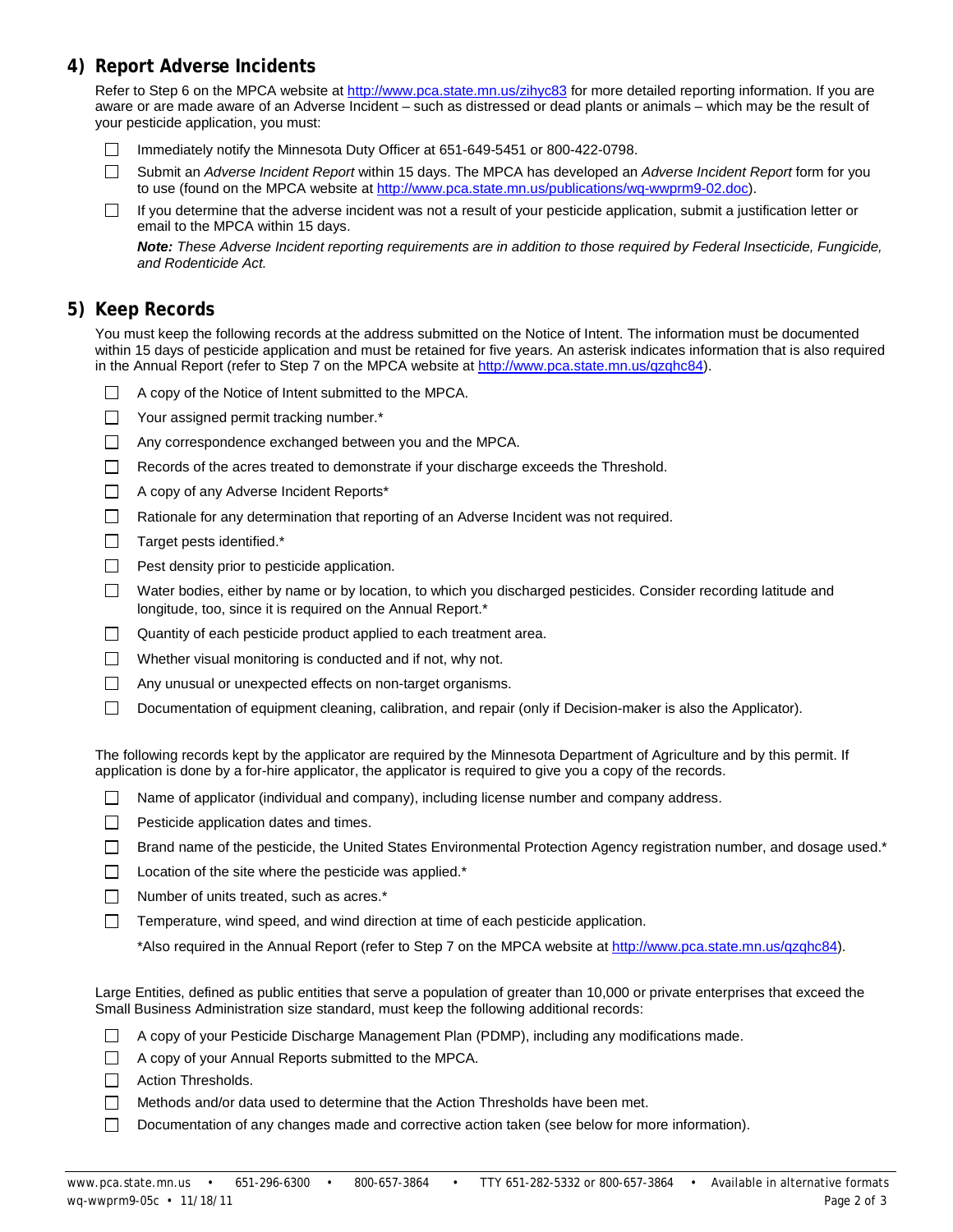## 4) Report Adverse Incidents

Refer to Step 6 on the MPCA website at http://www.pca.state.mn.us/zihyc83 for more detailed reporting information. If you are aware or are made aware of an Adverse Incident – such as distressed or dead plants or animals – which may be the result of your pesticide application, you must:

- [ ] Immediately notify the Minnesota Duty Officer at 651-649-5451 or 800-422-0798.
- [ ] Submit an *Adverse Incident Report* within 15 days. The MPCA has developed an *Adverse Incident Report* form for you to use (found on the MPCA website at http://www.pca.state.mn.us/publications/wq-wwprm9-02.doc).
- [ ] If you determine that the adverse incident was not a result of your pesticide application, submit a justification letter or email to the MPCA within 15 days.

  ***Note:*** *These Adverse Incident reporting requirements are in addition to those required by Federal Insecticide, Fungicide, and Rodenticide Act.*

## 5) Keep Records

You must keep the following records at the address submitted on the Notice of Intent. The information must be documented within 15 days of pesticide application and must be retained for five years. An asterisk indicates information that is also required in the Annual Report (refer to Step 7 on the MPCA website at http://www.pca.state.mn.us/qzqhc84).

- [ ] A copy of the Notice of Intent submitted to the MPCA.
- [ ] Your assigned permit tracking number.*
- [ ] Any correspondence exchanged between you and the MPCA.
- [ ] Records of the acres treated to demonstrate if your discharge exceeds the Threshold.
- [ ] A copy of any Adverse Incident Reports*
- [ ] Rationale for any determination that reporting of an Adverse Incident was not required.
- [ ] Target pests identified.*
- [ ] Pest density prior to pesticide application.
- [ ] Water bodies, either by name or by location, to which you discharged pesticides. Consider recording latitude and longitude, too, since it is required on the Annual Report.*
- [ ] Quantity of each pesticide product applied to each treatment area.
- [ ] Whether visual monitoring is conducted and if not, why not.
- [ ] Any unusual or unexpected effects on non-target organisms.
- [ ] Documentation of equipment cleaning, calibration, and repair (only if Decision-maker is also the Applicator).

The following records kept by the applicator are required by the Minnesota Department of Agriculture and by this permit. If application is done by a for-hire applicator, the applicator is required to give you a copy of the records.

- [ ] Name of applicator (individual and company), including license number and company address.
- [ ] Pesticide application dates and times.
- [ ] Brand name of the pesticide, the United States Environmental Protection Agency registration number, and dosage used.*
- [ ] Location of the site where the pesticide was applied.*
- [ ] Number of units treated, such as acres.*
- [ ] Temperature, wind speed, and wind direction at time of each pesticide application.

  *Also required in the Annual Report (refer to Step 7 on the MPCA website at http://www.pca.state.mn.us/qzqhc84).

Large Entities, defined as public entities that serve a population of greater than 10,000 or private enterprises that exceed the Small Business Administration size standard, must keep the following additional records:

- [ ] A copy of your Pesticide Discharge Management Plan (PDMP), including any modifications made.
- [ ] A copy of your Annual Reports submitted to the MPCA.
- [ ] Action Thresholds.
- [ ] Methods and/or data used to determine that the Action Thresholds have been met.
- [ ] Documentation of any changes made and corrective action taken (see below for more information).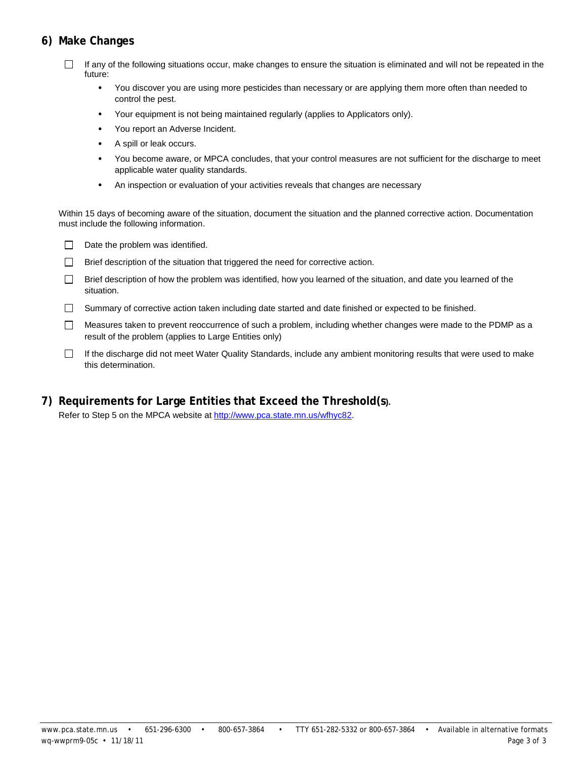## 6) Make Changes

- [ ] If any of the following situations occur, make changes to ensure the situation is eliminated and will not be repeated in the future:
  - You discover you are using more pesticides than necessary or are applying them more often than needed to control the pest.
  - Your equipment is not being maintained regularly (applies to Applicators only).
  - You report an Adverse Incident.
  - A spill or leak occurs.
  - You become aware, or MPCA concludes, that your control measures are not sufficient for the discharge to meet applicable water quality standards.
  - An inspection or evaluation of your activities reveals that changes are necessary

Within 15 days of becoming aware of the situation, document the situation and the planned corrective action. Documentation must include the following information.

- [ ] Date the problem was identified.
- [ ] Brief description of the situation that triggered the need for corrective action.
- [ ] Brief description of how the problem was identified, how you learned of the situation, and date you learned of the situation.
- [ ] Summary of corrective action taken including date started and date finished or expected to be finished.
- [ ] Measures taken to prevent reoccurrence of such a problem, including whether changes were made to the PDMP as a result of the problem (applies to Large Entities only)
- [ ] If the discharge did not meet Water Quality Standards, include any ambient monitoring results that were used to make this determination.

## 7) Requirements for Large Entities that Exceed the Threshold(s).

Refer to Step 5 on the MPCA website at http://www.pca.state.mn.us/wfhyc82.